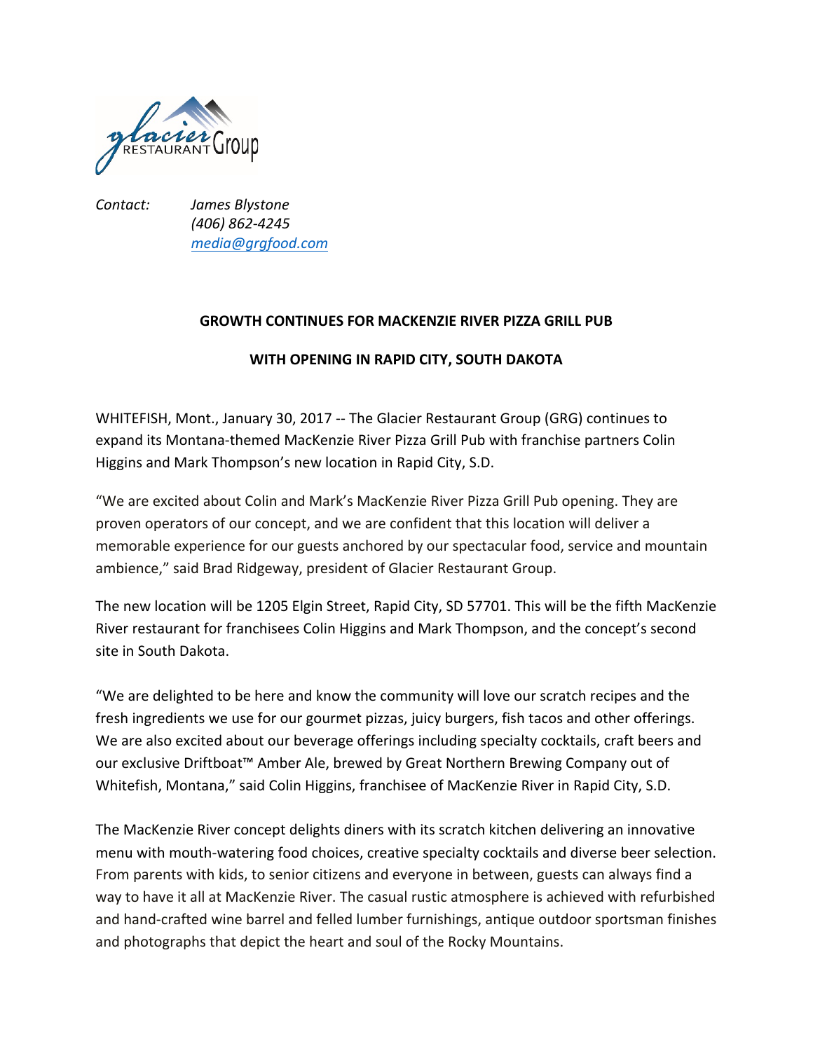*Contact:* *James Blystone*
*(406) 862-4245*
*media@grgfood.com*

## GROWTH CONTINUES FOR MACKENZIE RIVER PIZZA GRILL PUB

## WITH OPENING IN RAPID CITY, SOUTH DAKOTA

WHITEFISH, Mont., January 30, 2017 -- The Glacier Restaurant Group (GRG) continues to expand its Montana-themed MacKenzie River Pizza Grill Pub with franchise partners Colin Higgins and Mark Thompson's new location in Rapid City, S.D.

"We are excited about Colin and Mark's MacKenzie River Pizza Grill Pub opening. They are proven operators of our concept, and we are confident that this location will deliver a memorable experience for our guests anchored by our spectacular food, service and mountain ambience," said Brad Ridgeway, president of Glacier Restaurant Group.

The new location will be 1205 Elgin Street, Rapid City, SD 57701. This will be the fifth MacKenzie River restaurant for franchisees Colin Higgins and Mark Thompson, and the concept's second site in South Dakota.

"We are delighted to be here and know the community will love our scratch recipes and the fresh ingredients we use for our gourmet pizzas, juicy burgers, fish tacos and other offerings. We are also excited about our beverage offerings including specialty cocktails, craft beers and our exclusive Driftboat™ Amber Ale, brewed by Great Northern Brewing Company out of Whitefish, Montana," said Colin Higgins, franchisee of MacKenzie River in Rapid City, S.D.

The MacKenzie River concept delights diners with its scratch kitchen delivering an innovative menu with mouth-watering food choices, creative specialty cocktails and diverse beer selection. From parents with kids, to senior citizens and everyone in between, guests can always find a way to have it all at MacKenzie River. The casual rustic atmosphere is achieved with refurbished and hand-crafted wine barrel and felled lumber furnishings, antique outdoor sportsman finishes and photographs that depict the heart and soul of the Rocky Mountains.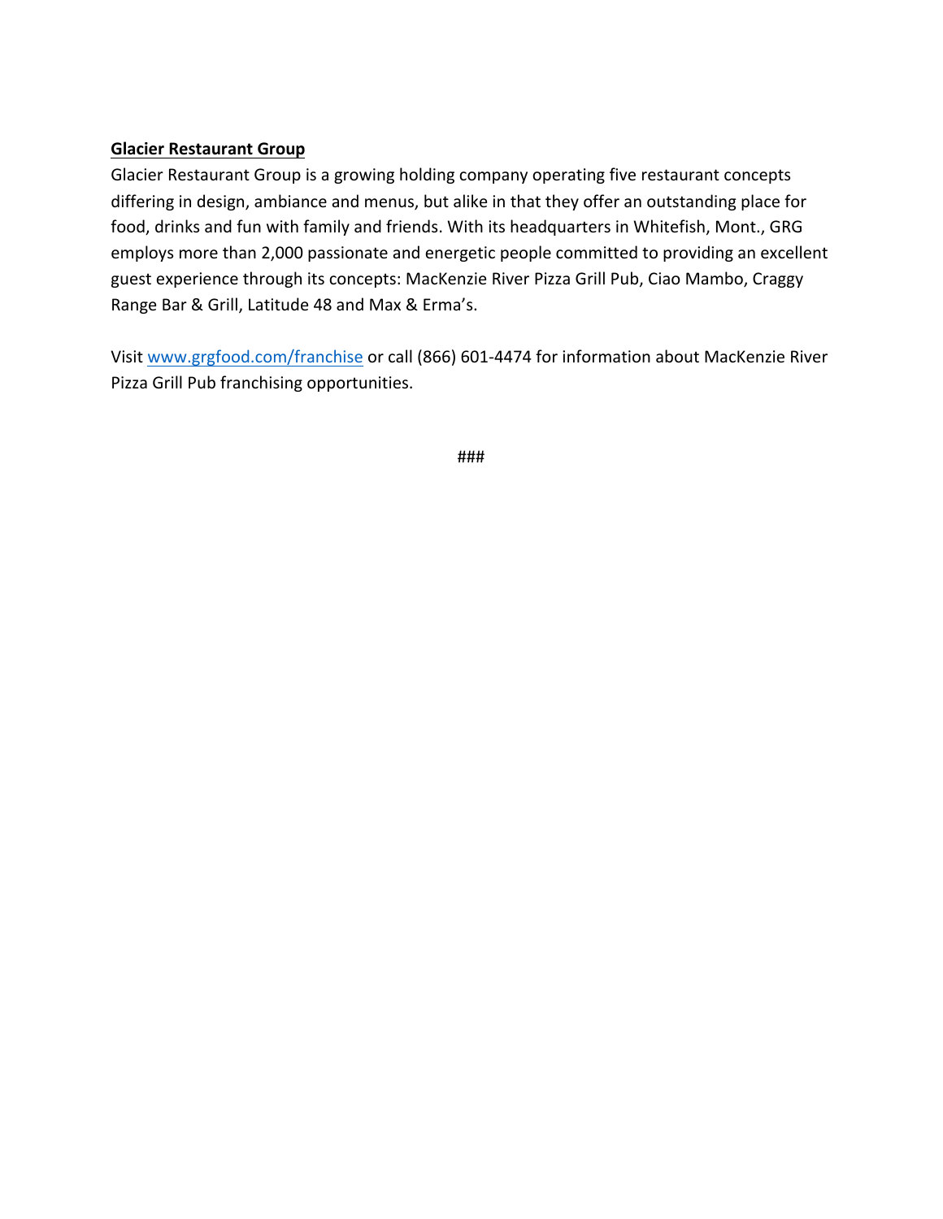**Glacier Restaurant Group**

Glacier Restaurant Group is a growing holding company operating five restaurant concepts differing in design, ambiance and menus, but alike in that they offer an outstanding place for food, drinks and fun with family and friends. With its headquarters in Whitefish, Mont., GRG employs more than 2,000 passionate and energetic people committed to providing an excellent guest experience through its concepts: MacKenzie River Pizza Grill Pub, Ciao Mambo, Craggy Range Bar & Grill, Latitude 48 and Max & Erma's.

Visit [www.grgfood.com/franchise](www.grgfood.com/franchise) or call (866) 601-4474 for information about MacKenzie River Pizza Grill Pub franchising opportunities.

###